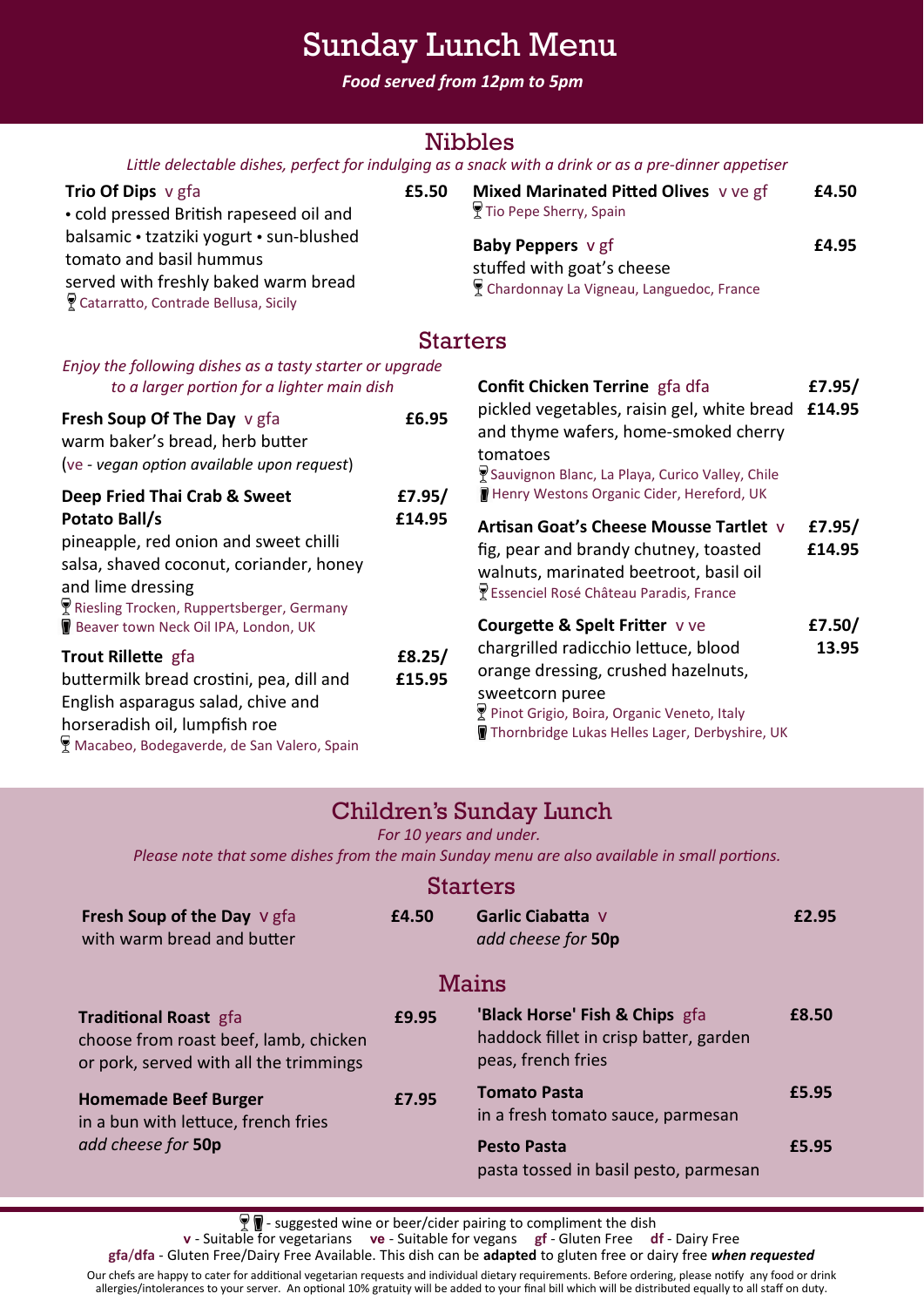# Sunday Lunch Menu

***Food served from 12pm to 5pm***

## Nibbles

*Little delectable dishes, perfect for indulging as a snack with a drink or as a pre-dinner appetiser*

**Trio Of Dips** v gfa — **£5.50**
• cold pressed British rapeseed oil and balsamic • tzatziki yogurt • sun-blushed tomato and basil hummus
served with freshly baked warm bread
🍷 Catarratto, Contrade Bellusa, Sicily

**Mixed Marinated Pitted Olives** v ve gf — **£4.50**
🍷 Tio Pepe Sherry, Spain

**Baby Peppers** v gf — **£4.95**
stuffed with goat's cheese
🍷 Chardonnay La Vigneau, Languedoc, France

## Starters

*Enjoy the following dishes as a tasty starter or upgrade to a larger portion for a lighter main dish*

**Fresh Soup Of The Day** v gfa — **£6.95**
warm baker's bread, herb butter
(ve - *vegan option available upon request*)

**Deep Fried Thai Crab & Sweet Potato Ball/s** — **£7.95/ £14.95**
pineapple, red onion and sweet chilli salsa, shaved coconut, coriander, honey and lime dressing
🍷 Riesling Trocken, Ruppertsberger, Germany
🍺 Beaver town Neck Oil IPA, London, UK

**Trout Rillette** gfa — **£8.25/ £15.95**
buttermilk bread crostini, pea, dill and English asparagus salad, chive and horseradish oil, lumpfish roe
🍷 Macabeo, Bodegaverde, de San Valero, Spain

**Confit Chicken Terrine** gfa dfa — **£7.95/ £14.95**
pickled vegetables, raisin gel, white bread and thyme wafers, home-smoked cherry tomatoes
🍷 Sauvignon Blanc, La Playa, Curico Valley, Chile
🍺 Henry Westons Organic Cider, Hereford, UK

**Artisan Goat's Cheese Mousse Tartlet** v — **£7.95/ £14.95**
fig, pear and brandy chutney, toasted walnuts, marinated beetroot, basil oil
🍷 Essenciel Rosé Château Paradis, France

**Courgette & Spelt Fritter** v ve — **£7.50/ 13.95**
chargrilled radicchio lettuce, blood orange dressing, crushed hazelnuts, sweetcorn puree
🍷 Pinot Grigio, Boira, Organic Veneto, Italy
🍺 Thornbridge Lukas Helles Lager, Derbyshire, UK

## Children's Sunday Lunch

*For 10 years and under.*
*Please note that some dishes from the main Sunday menu are also available in small portions.*

### Starters

**Fresh Soup of the Day** v gfa — **£4.50**
with warm bread and butter

**Garlic Ciabatta** v — **£2.95**
*add cheese for* **50p**

### Mains

**Traditional Roast** gfa — **£9.95**
choose from roast beef, lamb, chicken or pork, served with all the trimmings

**Homemade Beef Burger** — **£7.95**
in a bun with lettuce, french fries
*add cheese for* **50p**

**'Black Horse' Fish & Chips** gfa — **£8.50**
haddock fillet in crisp batter, garden peas, french fries

**Tomato Pasta** — **£5.95**
in a fresh tomato sauce, parmesan

**Pesto Pasta** — **£5.95**
pasta tossed in basil pesto, parmesan

---

🍷🍺 - suggested wine or beer/cider pairing to compliment the dish
**v** - Suitable for vegetarians **ve** - Suitable for vegans **gf** - Gluten Free **df** - Dairy Free
**gfa**/**dfa** - Gluten Free/Dairy Free Available. This dish can be **adapted** to gluten free or dairy free ***when requested***

Our chefs are happy to cater for additional vegetarian requests and individual dietary requirements. Before ordering, please notify any food or drink allergies/intolerances to your server. An optional 10% gratuity will be added to your final bill which will be distributed equally to all staff on duty.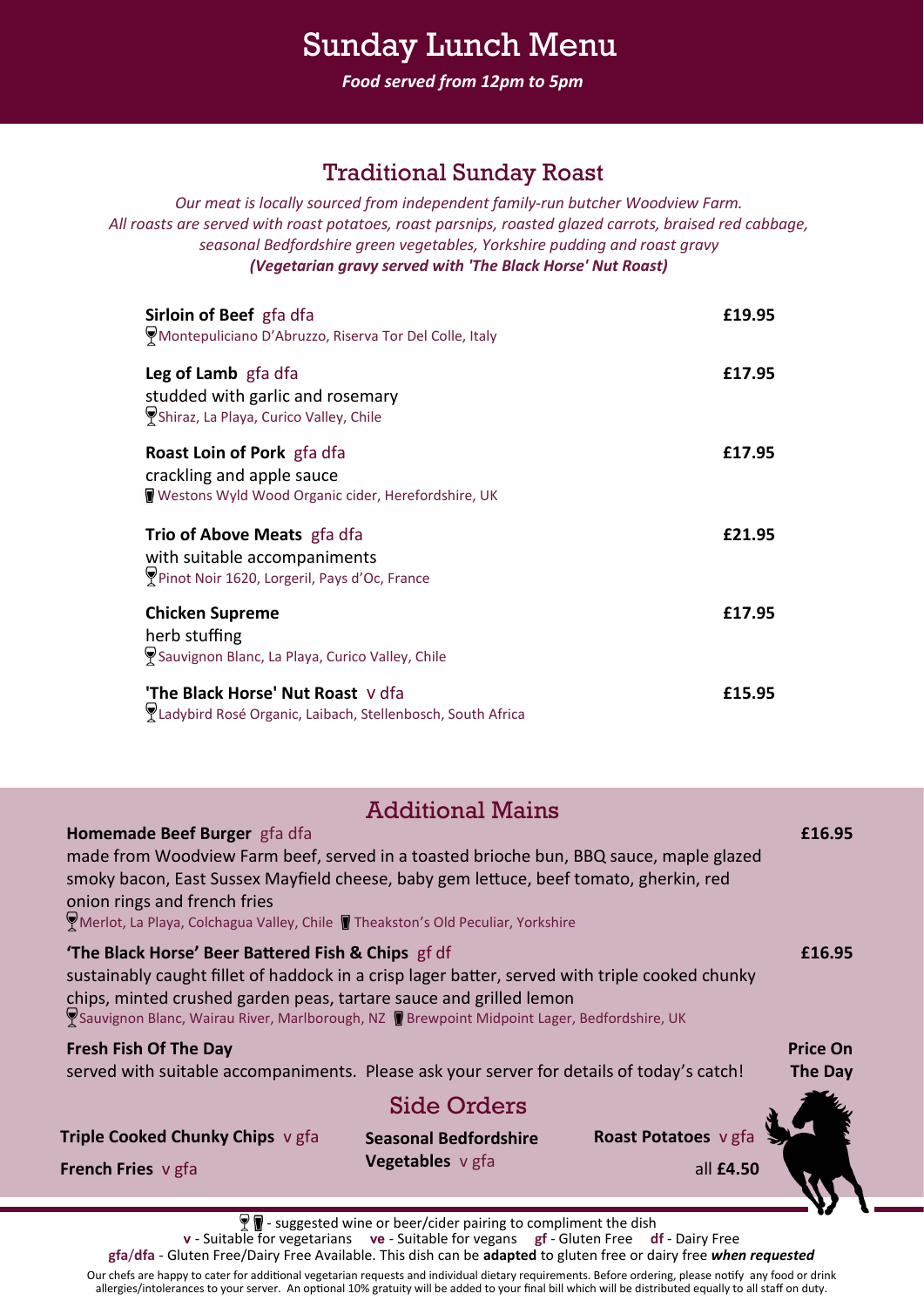# Sunday Lunch Menu

*Food served from 12pm to 5pm*

## Traditional Sunday Roast

*Our meat is locally sourced from independent family-run butcher Woodview Farm.*
*All roasts are served with roast potatoes, roast parsnips, roasted glazed carrots, braised red cabbage, seasonal Bedfordshire green vegetables, Yorkshire pudding and roast gravy*
***(Vegetarian gravy served with 'The Black Horse' Nut Roast)***

**Sirloin of Beef** gfa dfa — **£19.95**
🍷 Montepulciano D'Abruzzo, Riserva Tor Del Colle, Italy

**Leg of Lamb** gfa dfa — **£17.95**
studded with garlic and rosemary
🍷 Shiraz, La Playa, Curico Valley, Chile

**Roast Loin of Pork** gfa dfa — **£17.95**
crackling and apple sauce
🍺 Westons Wyld Wood Organic cider, Herefordshire, UK

**Trio of Above Meats** gfa dfa — **£21.95**
with suitable accompaniments
🍷 Pinot Noir 1620, Lorgeril, Pays d'Oc, France

**Chicken Supreme** — **£17.95**
herb stuffing
🍷 Sauvignon Blanc, La Playa, Curico Valley, Chile

**'The Black Horse' Nut Roast** v dfa — **£15.95**
🍷 Ladybird Rosé Organic, Laibach, Stellenbosch, South Africa

## Additional Mains

**Homemade Beef Burger** gfa dfa — **£16.95**
made from Woodview Farm beef, served in a toasted brioche bun, BBQ sauce, maple glazed smoky bacon, East Sussex Mayfield cheese, baby gem lettuce, beef tomato, gherkin, red onion rings and french fries
🍷 Merlot, La Playa, Colchagua Valley, Chile 🍺 Theakston's Old Peculiar, Yorkshire

**'The Black Horse' Beer Battered Fish & Chips** gf df — **£16.95**
sustainably caught fillet of haddock in a crisp lager batter, served with triple cooked chunky chips, minted crushed garden peas, tartare sauce and grilled lemon
🍷 Sauvignon Blanc, Wairau River, Marlborough, NZ 🍺 Brewpoint Midpoint Lager, Bedfordshire, UK

**Fresh Fish Of The Day** — **Price On The Day**
served with suitable accompaniments. Please ask your server for details of today's catch!

## Side Orders

**Triple Cooked Chunky Chips** v gfa

**French Fries** v gfa

**Seasonal Bedfordshire Vegetables** v gfa

**Roast Potatoes** v gfa

all **£4.50**

🍷 🍺 - suggested wine or beer/cider pairing to compliment the dish

**v** - Suitable for vegetarians **ve** - Suitable for vegans **gf** - Gluten Free **df** - Dairy Free

**gfa/dfa** - Gluten Free/Dairy Free Available. This dish can be **adapted** to gluten free or dairy free ***when requested***

Our chefs are happy to cater for additional vegetarian requests and individual dietary requirements. Before ordering, please notify any food or drink allergies/intolerances to your server. An optional 10% gratuity will be added to your final bill which will be distributed equally to all staff on duty.